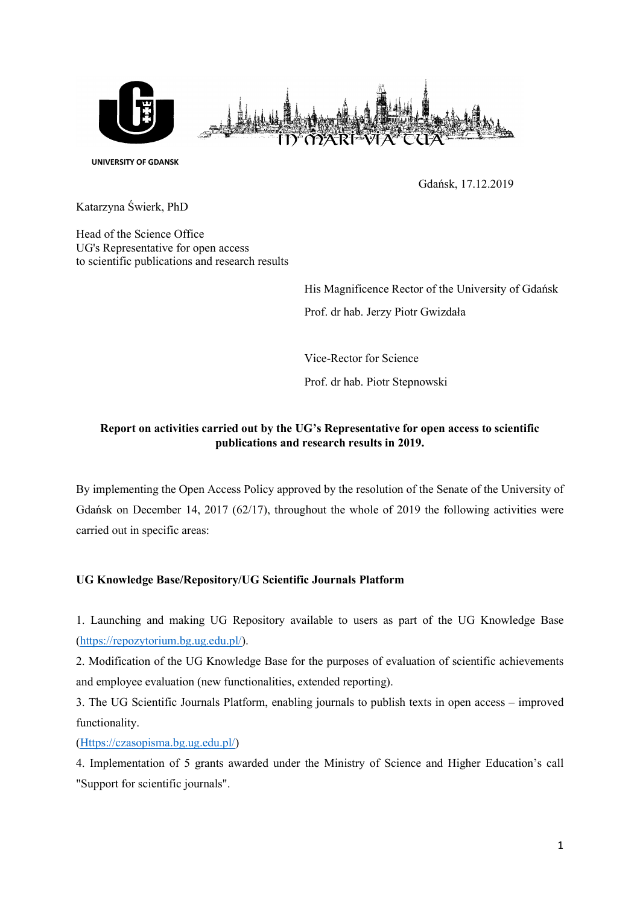UNIVERSITY OF GDANSK

IN MARI VIA TUA

Gdańsk, 17.12.2019

Katarzyna Świerk, PhD

Head of the Science Office
UG's Representative for open access
to scientific publications and research results

His Magnificence Rector of the University of Gdańsk

Prof. dr hab. Jerzy Piotr Gwizdała

Vice-Rector for Science

Prof. dr hab. Piotr Stepnowski

**Report on activities carried out by the UG's Representative for open access to scientific publications and research results in 2019.**

By implementing the Open Access Policy approved by the resolution of the Senate of the University of Gdańsk on December 14, 2017 (62/17), throughout the whole of 2019 the following activities were carried out in specific areas:

**UG Knowledge Base/Repository/UG Scientific Journals Platform**

1. Launching and making UG Repository available to users as part of the UG Knowledge Base (https://repozytorium.bg.ug.edu.pl/).
2. Modification of the UG Knowledge Base for the purposes of evaluation of scientific achievements and employee evaluation (new functionalities, extended reporting).
3. The UG Scientific Journals Platform, enabling journals to publish texts in open access – improved functionality.
(Https://czasopisma.bg.ug.edu.pl/)
4. Implementation of 5 grants awarded under the Ministry of Science and Higher Education's call "Support for scientific journals".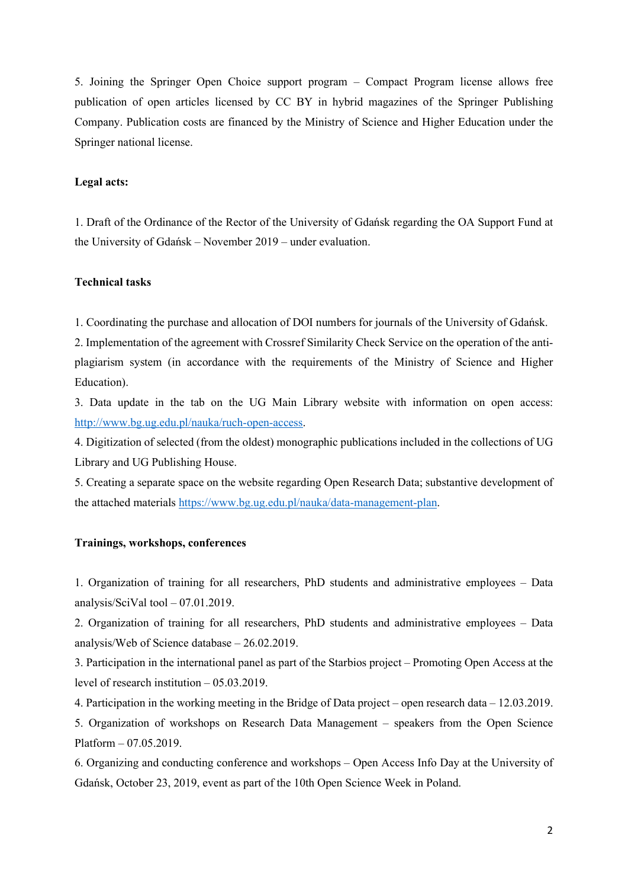5. Joining the Springer Open Choice support program – Compact Program license allows free publication of open articles licensed by CC BY in hybrid magazines of the Springer Publishing Company. Publication costs are financed by the Ministry of Science and Higher Education under the Springer national license.

**Legal acts:**

1. Draft of the Ordinance of the Rector of the University of Gdańsk regarding the OA Support Fund at the University of Gdańsk – November 2019 – under evaluation.

**Technical tasks**

1. Coordinating the purchase and allocation of DOI numbers for journals of the University of Gdańsk.
2. Implementation of the agreement with Crossref Similarity Check Service on the operation of the anti-plagiarism system (in accordance with the requirements of the Ministry of Science and Higher Education).
3. Data update in the tab on the UG Main Library website with information on open access: [http://www.bg.ug.edu.pl/nauka/ruch-open-access](http://www.bg.ug.edu.pl/nauka/ruch-open-access).
4. Digitization of selected (from the oldest) monographic publications included in the collections of UG Library and UG Publishing House.
5. Creating a separate space on the website regarding Open Research Data; substantive development of the attached materials [https://www.bg.ug.edu.pl/nauka/data-management-plan](https://www.bg.ug.edu.pl/nauka/data-management-plan).

**Trainings, workshops, conferences**

1. Organization of training for all researchers, PhD students and administrative employees – Data analysis/SciVal tool – 07.01.2019.
2. Organization of training for all researchers, PhD students and administrative employees – Data analysis/Web of Science database – 26.02.2019.
3. Participation in the international panel as part of the Starbios project – Promoting Open Access at the level of research institution – 05.03.2019.
4. Participation in the working meeting in the Bridge of Data project – open research data – 12.03.2019.
5. Organization of workshops on Research Data Management – speakers from the Open Science Platform – 07.05.2019.
6. Organizing and conducting conference and workshops – Open Access Info Day at the University of Gdańsk, October 23, 2019, event as part of the 10th Open Science Week in Poland.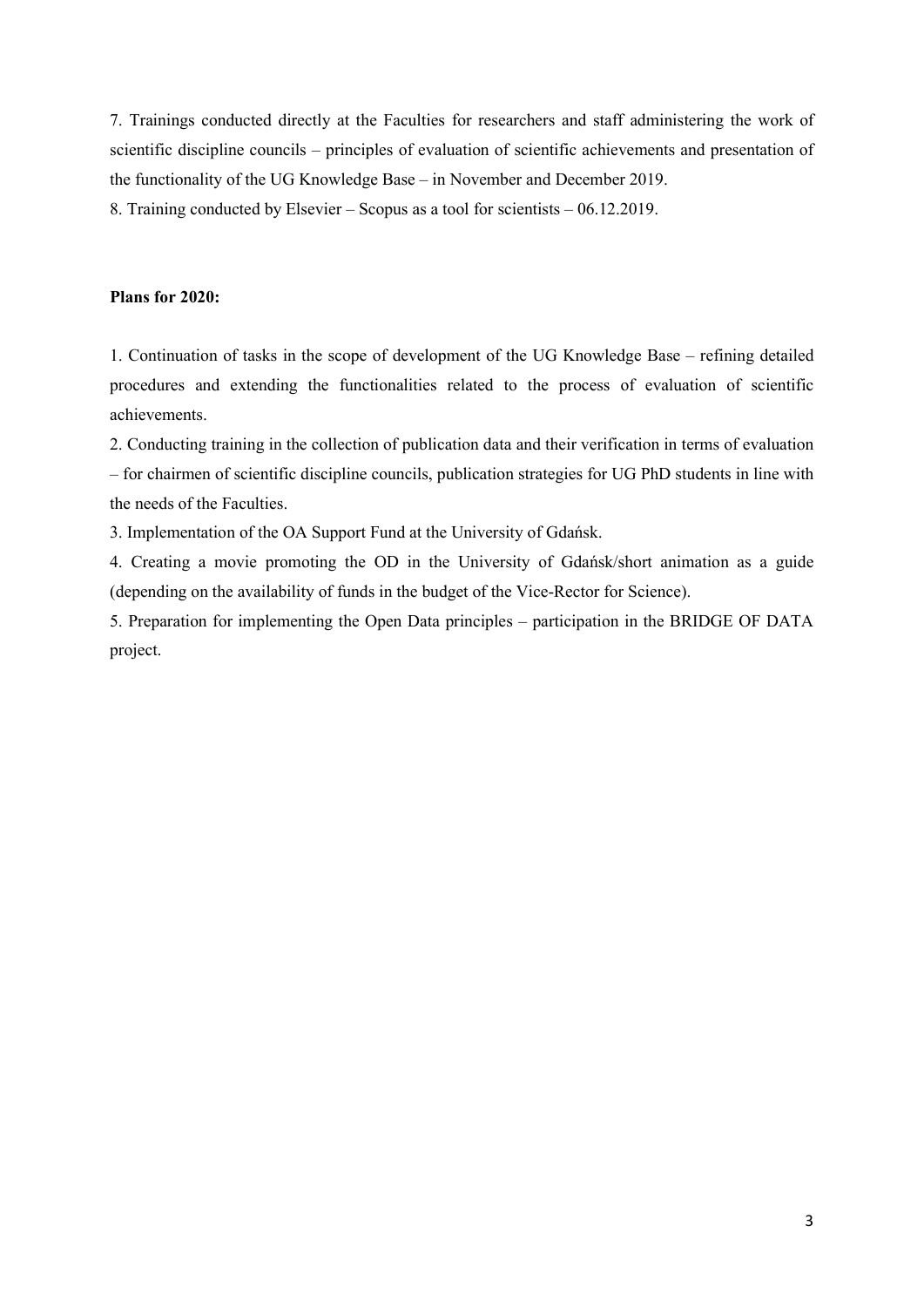7. Trainings conducted directly at the Faculties for researchers and staff administering the work of scientific discipline councils – principles of evaluation of scientific achievements and presentation of the functionality of the UG Knowledge Base – in November and December 2019.

8. Training conducted by Elsevier – Scopus as a tool for scientists – 06.12.2019.

**Plans for 2020:**

1. Continuation of tasks in the scope of development of the UG Knowledge Base – refining detailed procedures and extending the functionalities related to the process of evaluation of scientific achievements.

2. Conducting training in the collection of publication data and their verification in terms of evaluation – for chairmen of scientific discipline councils, publication strategies for UG PhD students in line with the needs of the Faculties.

3. Implementation of the OA Support Fund at the University of Gdańsk.

4. Creating a movie promoting the OD in the University of Gdańsk/short animation as a guide (depending on the availability of funds in the budget of the Vice-Rector for Science).

5. Preparation for implementing the Open Data principles – participation in the BRIDGE OF DATA project.